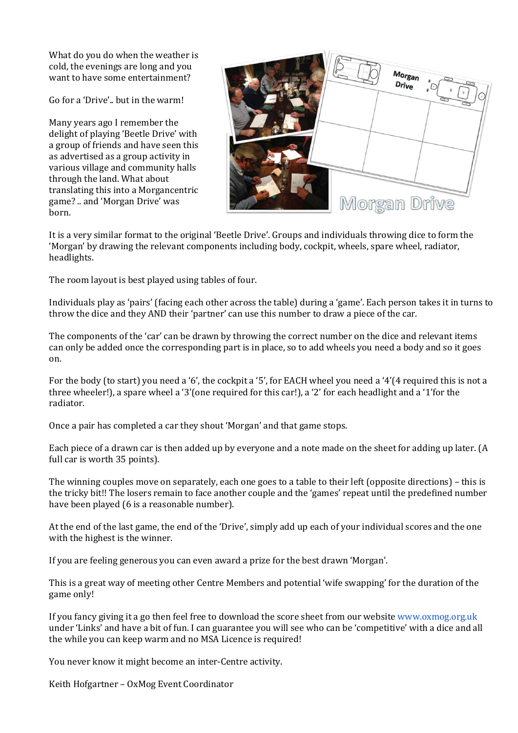What do you do when the weather is cold, the evenings are long and you want to have some entertainment?

Go for a 'Drive'.. but in the warm!

Many years ago I remember the delight of playing 'Beetle Drive' with a group of friends and have seen this as advertised as a group activity in various village and community halls through the land. What about translating this into a Morgancentric game? .. and 'Morgan Drive' was born.

It is a very similar format to the original 'Beetle Drive'. Groups and individuals throwing dice to form the 'Morgan' by drawing the relevant components including body, cockpit, wheels, spare wheel, radiator, headlights.

The room layout is best played using tables of four.

Individuals play as 'pairs' (facing each other across the table) during a 'game'. Each person takes it in turns to throw the dice and they AND their 'partner' can use this number to draw a piece of the car.

The components of the 'car' can be drawn by throwing the correct number on the dice and relevant items can only be added once the corresponding part is in place, so to add wheels you need a body and so it goes on.

For the body (to start) you need a '6', the cockpit a '5', for EACH wheel you need a '4'(4 required this is not a three wheeler!), a spare wheel a '3'(one required for this car!), a '2' for each headlight and a '1'for the radiator.

Once a pair has completed a car they shout 'Morgan' and that game stops.

Each piece of a drawn car is then added up by everyone and a note made on the sheet for adding up later. (A full car is worth 35 points).

The winning couples move on separately, each one goes to a table to their left (opposite directions) – this is the tricky bit!! The losers remain to face another couple and the 'games' repeat until the predefined number have been played (6 is a reasonable number).

At the end of the last game, the end of the 'Drive', simply add up each of your individual scores and the one with the highest is the winner.

If you are feeling generous you can even award a prize for the best drawn 'Morgan'.

This is a great way of meeting other Centre Members and potential 'wife swapping' for the duration of the game only!

If you fancy giving it a go then feel free to download the score sheet from our website www.oxmog.org.uk under 'Links' and have a bit of fun. I can guarantee you will see who can be 'competitive' with a dice and all the while you can keep warm and no MSA Licence is required!

You never know it might become an inter-Centre activity.

Keith Hofgartner – OxMog Event Coordinator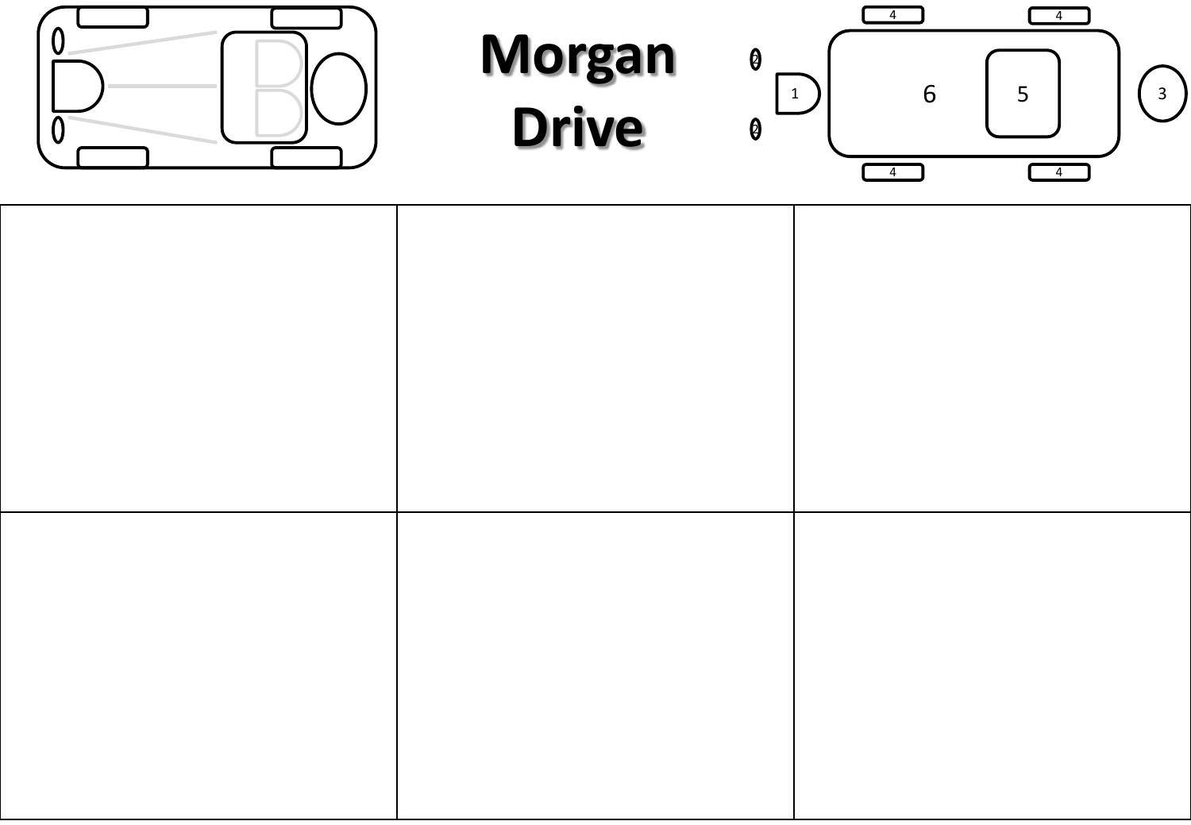# Morgan Drive

1

2

2

6

5

3

4

4

4

4

| | | |
|---|---|---|
| | | |
| | | |